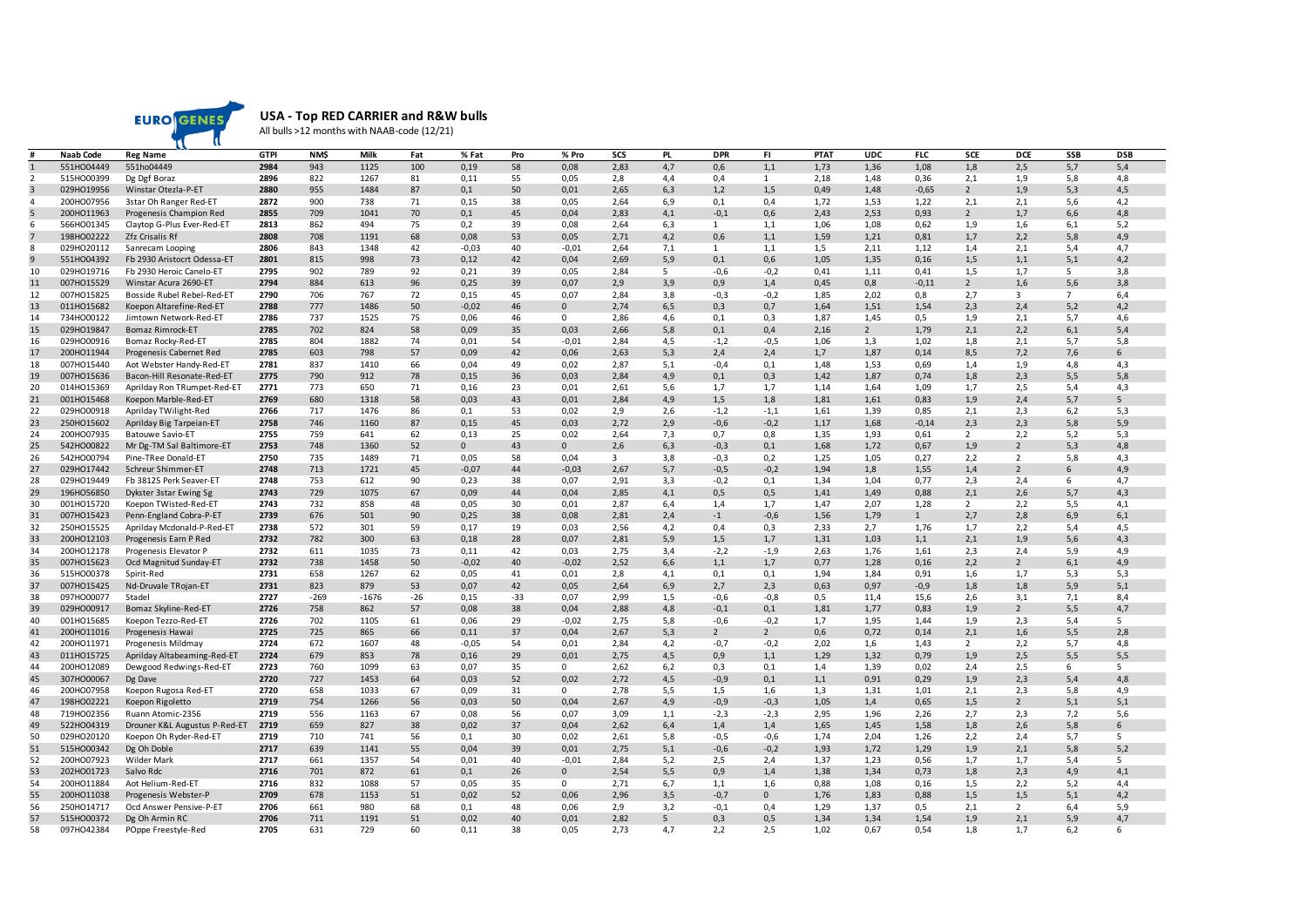## USA - Top RED CARRIER and R&W bulls

All bulls >12 months with NAAB-code (12/21)

| # | Naab Code | Reg Name | GTPI | NM$ | Milk | Fat | % Fat | Pro | % Pro | SCS | PL | DPR | FI | PTAT | UDC | FLC | SCE | DCE | SSB | DSB |
|---|---|---|---|---|---|---|---|---|---|---|---|---|---|---|---|---|---|---|---|---|
| 1 | 551HO04449 | 551ho04449 | 2984 | 943 | 1125 | 100 | 0,19 | 58 | 0,08 | 2,83 | 4,7 | 0,6 | 1,1 | 1,73 | 1,36 | 1,08 | 1,8 | 2,5 | 5,7 | 5,4 |
| 2 | 515HO00399 | Dg Dgf Boraz | 2896 | 822 | 1267 | 81 | 0,11 | 55 | 0,05 | 2,8 | 4,4 | 0,4 | 1 | 2,18 | 1,48 | 0,36 | 2,1 | 1,9 | 5,8 | 4,8 |
| 3 | 029HO19956 | Winstar Otezla-P-ET | 2880 | 955 | 1484 | 87 | 0,1 | 50 | 0,01 | 2,65 | 6,3 | 1,2 | 1,5 | 0,49 | 1,48 | -0,65 | 2 | 1,9 | 5,3 | 4,5 |
| 4 | 200HO07956 | 3star Oh Ranger Red-ET | 2872 | 900 | 738 | 71 | 0,15 | 38 | 0,05 | 2,64 | 6,9 | 0,1 | 0,4 | 1,72 | 1,53 | 1,22 | 2,1 | 2,1 | 5,6 | 4,2 |
| 5 | 200HO11963 | Progenesis Champion Red | 2855 | 709 | 1041 | 70 | 0,1 | 45 | 0,04 | 2,83 | 4,1 | -0,1 | 0,6 | 2,43 | 2,53 | 0,93 | 2 | 1,7 | 6,6 | 4,8 |
| 6 | 566HO01345 | Claytop G-Plus Ever-Red-ET | 2813 | 862 | 494 | 75 | 0,2 | 39 | 0,08 | 2,64 | 6,3 | 1 | 1,1 | 1,06 | 1,08 | 0,62 | 1,9 | 1,6 | 6,1 | 5,2 |
| 7 | 198HO02222 | Zfz Crisalis Rf | 2808 | 708 | 1191 | 68 | 0,08 | 53 | 0,05 | 2,71 | 4,2 | 0,6 | 1,1 | 1,59 | 1,21 | 0,81 | 1,7 | 2,2 | 5,8 | 4,9 |
| 8 | 029HO20112 | Sanrecam Looping | 2806 | 843 | 1348 | 42 | -0,03 | 40 | -0,01 | 2,64 | 7,1 | 1 | 1,1 | 1,5 | 2,11 | 1,12 | 1,4 | 2,1 | 5,4 | 4,7 |
| 9 | 551HO04392 | Fb 2930 Aristocrt Odessa-ET | 2801 | 815 | 998 | 73 | 0,12 | 42 | 0,04 | 2,69 | 5,9 | 0,1 | 0,6 | 1,05 | 1,35 | 0,16 | 1,5 | 1,1 | 5,1 | 4,2 |
| 10 | 029HO19716 | Fb 2930 Heroic Canelo-ET | 2795 | 902 | 789 | 92 | 0,21 | 39 | 0,05 | 2,84 | 5 | -0,6 | -0,2 | 0,41 | 1,11 | 0,41 | 1,5 | 1,7 | 5 | 3,8 |
| 11 | 007HO15529 | Winstar Acura 2690-ET | 2794 | 884 | 613 | 96 | 0,25 | 39 | 0,07 | 2,9 | 3,9 | 0,9 | 1,4 | 0,45 | 0,8 | -0,11 | 2 | 1,6 | 5,6 | 3,8 |
| 12 | 007HO15825 | Bosside Rubel Rebel-Red-ET | 2790 | 706 | 767 | 72 | 0,15 | 45 | 0,07 | 2,84 | 3,8 | -0,3 | -0,2 | 1,85 | 2,02 | 0,8 | 2,7 | 3 | 7 | 6,4 |
| 13 | 011HO15682 | Koepon Altarefine-Red-ET | 2788 | 777 | 1486 | 50 | -0,02 | 46 | 0 | 2,74 | 6,5 | 0,3 | 0,7 | 1,64 | 1,51 | 1,54 | 2,3 | 2,4 | 5,2 | 4,2 |
| 14 | 734HO00122 | Jimtown Network-Red-ET | 2786 | 737 | 1525 | 75 | 0,06 | 46 | 0 | 2,86 | 4,6 | 0,1 | 0,3 | 1,87 | 1,45 | 0,5 | 1,9 | 2,1 | 5,7 | 4,6 |
| 15 | 029HO19847 | Bomaz Rimrock-ET | 2785 | 702 | 824 | 58 | 0,09 | 35 | 0,03 | 2,66 | 5,8 | 0,1 | 0,4 | 2,16 | 2 | 1,79 | 2,1 | 2,2 | 6,1 | 5,4 |
| 16 | 029HO00916 | Bomaz Rocky-Red-ET | 2785 | 804 | 1882 | 74 | 0,01 | 54 | -0,01 | 2,84 | 4,5 | -1,2 | -0,5 | 1,06 | 1,3 | 1,02 | 1,8 | 2,1 | 5,7 | 5,8 |
| 17 | 200HO11944 | Progenesis Cabernet Red | 2785 | 603 | 798 | 57 | 0,09 | 42 | 0,06 | 2,63 | 5,3 | 2,4 | 2,4 | 1,7 | 1,87 | 0,14 | 8,5 | 7,2 | 7,6 | 6 |
| 18 | 007HO15440 | Aot Webster Handy-Red-ET | 2781 | 837 | 1410 | 66 | 0,04 | 49 | 0,02 | 2,87 | 5,1 | -0,4 | 0,1 | 1,48 | 1,53 | 0,69 | 1,4 | 1,9 | 4,8 | 4,3 |
| 19 | 007HO15636 | Bacon-Hill Resonate-Red-ET | 2775 | 790 | 912 | 78 | 0,15 | 36 | 0,03 | 2,84 | 4,9 | 0,1 | 0,3 | 1,42 | 1,87 | 0,74 | 1,8 | 2,3 | 5,5 | 5,8 |
| 20 | 014HO15369 | Aprilday Ron TRumpet-Red-ET | 2771 | 773 | 650 | 71 | 0,16 | 23 | 0,01 | 2,61 | 5,6 | 1,7 | 1,7 | 1,14 | 1,64 | 1,09 | 1,7 | 2,5 | 5,4 | 4,3 |
| 21 | 001HO15468 | Koepon Marble-Red-ET | 2769 | 680 | 1318 | 58 | 0,03 | 43 | 0,01 | 2,84 | 4,9 | 1,5 | 1,8 | 1,81 | 1,61 | 0,83 | 1,9 | 2,4 | 5,7 | 5 |
| 22 | 029HO00918 | Aprilday TWilight-Red | 2766 | 717 | 1476 | 86 | 0,1 | 53 | 0,02 | 2,9 | 2,6 | -1,2 | -1,1 | 1,61 | 1,39 | 0,85 | 2,1 | 2,3 | 6,2 | 5,3 |
| 23 | 250HO15602 | Aprilday Big Tarpeian-ET | 2758 | 746 | 1160 | 87 | 0,15 | 45 | 0,03 | 2,72 | 2,9 | -0,6 | -0,2 | 1,17 | 1,68 | -0,14 | 2,3 | 2,3 | 5,8 | 5,9 |
| 24 | 200HO07935 | Batouwe Savio-ET | 2755 | 759 | 641 | 62 | 0,13 | 25 | 0,02 | 2,64 | 7,3 | 0,7 | 0,8 | 1,35 | 1,93 | 0,61 | 2 | 2,2 | 5,2 | 5,3 |
| 25 | 542HO00822 | Mr Dg-TM Sal Baltimore-ET | 2753 | 748 | 1360 | 52 | 0 | 43 | 0 | 2,6 | 6,3 | -0,3 | 0,1 | 1,68 | 1,72 | 0,67 | 1,9 | 2 | 5,3 | 4,8 |
| 26 | 542HO00794 | Pine-TRee Donald-ET | 2750 | 735 | 1489 | 71 | 0,05 | 58 | 0,04 | 3 | 3,8 | -0,3 | 0,2 | 1,25 | 1,05 | 0,27 | 2,2 | 2 | 5,8 | 4,3 |
| 27 | 029HO17442 | Schreur Shimmer-ET | 2748 | 713 | 1721 | 45 | -0,07 | 44 | -0,03 | 2,67 | 5,7 | -0,5 | -0,2 | 1,94 | 1,8 | 1,55 | 1,4 | 2 | 6 | 4,9 |
| 28 | 029HO19449 | Fb 38125 Perk Seaver-ET | 2748 | 753 | 612 | 90 | 0,23 | 38 | 0,07 | 2,91 | 3,3 | -0,2 | 0,1 | 1,34 | 1,04 | 0,77 | 2,3 | 2,4 | 6 | 4,7 |
| 29 | 196HO56850 | Dykster 3star Ewing Sg | 2743 | 729 | 1075 | 67 | 0,09 | 44 | 0,04 | 2,85 | 4,1 | 0,5 | 0,5 | 1,41 | 1,49 | 0,88 | 2,1 | 2,6 | 5,7 | 4,3 |
| 30 | 001HO15720 | Koepon TWisted-Red-ET | 2743 | 732 | 858 | 48 | 0,05 | 30 | 0,01 | 2,87 | 6,4 | 1,4 | 1,7 | 1,47 | 2,07 | 1,28 | 2 | 2,2 | 5,5 | 4,1 |
| 31 | 007HO15423 | Penn-England Cobra-P-ET | 2739 | 676 | 501 | 90 | 0,25 | 38 | 0,08 | 2,81 | 2,4 | -1 | -0,6 | 1,56 | 1,79 | 1 | 2,7 | 2,8 | 6,9 | 6,1 |
| 32 | 250HO15525 | Aprilday Mcdonald-P-Red-ET | 2738 | 572 | 301 | 59 | 0,17 | 19 | 0,03 | 2,56 | 4,2 | 0,4 | 0,3 | 2,33 | 2,7 | 1,76 | 1,7 | 2,2 | 5,4 | 4,5 |
| 33 | 200HO12103 | Progenesis Earn P Red | 2732 | 782 | 300 | 63 | 0,18 | 28 | 0,07 | 2,81 | 5,9 | 1,5 | 1,7 | 1,31 | 1,03 | 1,1 | 2,1 | 1,9 | 5,6 | 4,3 |
| 34 | 200HO12178 | Progenesis Elevator P | 2732 | 611 | 1035 | 73 | 0,11 | 42 | 0,03 | 2,75 | 3,4 | -2,2 | -1,9 | 2,63 | 1,76 | 1,61 | 2,3 | 2,4 | 5,9 | 4,9 |
| 35 | 007HO15623 | Ocd Magnitud Sunday-ET | 2732 | 738 | 1458 | 50 | -0,02 | 40 | -0,02 | 2,52 | 6,6 | 1,1 | 1,7 | 0,77 | 1,28 | 0,16 | 2,2 | 2 | 6,1 | 4,9 |
| 36 | 515HO00378 | Spirit-Red | 2731 | 658 | 1267 | 62 | 0,05 | 41 | 0,01 | 2,8 | 4,1 | 0,1 | 0,1 | 1,94 | 1,84 | 0,91 | 1,6 | 1,7 | 5,3 | 5,3 |
| 37 | 007HO15425 | Nd-Druvale TRojan-ET | 2731 | 823 | 879 | 53 | 0,07 | 42 | 0,05 | 2,64 | 6,9 | 2,7 | 2,3 | 0,63 | 0,97 | -0,9 | 1,8 | 1,8 | 5,9 | 5,1 |
| 38 | 097HO00077 | Stadel | 2727 | -269 | -1676 | -26 | 0,15 | -33 | 0,07 | 2,99 | 1,5 | -0,6 | -0,8 | 0,5 | 11,4 | 15,6 | 2,6 | 3,1 | 7,1 | 8,4 |
| 39 | 029HO00917 | Bomaz Skyline-Red-ET | 2726 | 758 | 862 | 57 | 0,08 | 38 | 0,04 | 2,88 | 4,8 | -0,1 | 0,1 | 1,81 | 1,77 | 0,83 | 1,9 | 2 | 5,5 | 4,7 |
| 40 | 001HO15685 | Koepon Tezzo-Red-ET | 2726 | 702 | 1105 | 61 | 0,06 | 29 | -0,02 | 2,75 | 5,8 | -0,6 | -0,2 | 1,7 | 1,95 | 1,44 | 1,9 | 2,3 | 5,4 | 5 |
| 41 | 200HO11016 | Progenesis Hawai | 2725 | 725 | 865 | 66 | 0,11 | 37 | 0,04 | 2,67 | 5,3 | 2 | 2 | 0,6 | 0,72 | 0,14 | 2,1 | 1,6 | 5,5 | 2,8 |
| 42 | 200HO11971 | Progenesis Mildmay | 2724 | 672 | 1607 | 48 | -0,05 | 54 | 0,01 | 2,84 | 4,2 | -0,7 | -0,2 | 2,02 | 1,6 | 1,43 | 2 | 2,2 | 5,7 | 4,8 |
| 43 | 011HO15725 | Aprilday Altabeaming-Red-ET | 2724 | 679 | 853 | 78 | 0,16 | 29 | 0,01 | 2,75 | 4,5 | 0,9 | 1,1 | 1,29 | 1,32 | 0,79 | 1,9 | 2,5 | 5,5 | 5,5 |
| 44 | 200HO12089 | Dewgood Redwings-Red-ET | 2723 | 760 | 1099 | 63 | 0,07 | 35 | 0 | 2,62 | 6,2 | 0,3 | 0,1 | 1,4 | 1,39 | 0,02 | 2,4 | 2,5 | 6 | 5 |
| 45 | 307HO00067 | Dg Dave | 2720 | 727 | 1453 | 64 | 0,03 | 52 | 0,02 | 2,72 | 4,5 | -0,9 | 0,1 | 1,1 | 0,91 | 0,29 | 1,9 | 2,3 | 5,4 | 4,8 |
| 46 | 200HO07958 | Koepon Rugosa Red-ET | 2720 | 658 | 1033 | 67 | 0,09 | 31 | 0 | 2,78 | 5,5 | 1,5 | 1,6 | 1,3 | 1,31 | 1,01 | 2,1 | 2,3 | 5,8 | 4,9 |
| 47 | 198HO02221 | Koepon Rigoletto | 2719 | 754 | 1266 | 56 | 0,03 | 50 | 0,04 | 2,67 | 4,9 | -0,9 | -0,3 | 1,05 | 1,4 | 0,65 | 1,5 | 2 | 5,1 | 5,1 |
| 48 | 719HO02356 | Ruann Atomic-2356 | 2719 | 556 | 1163 | 67 | 0,08 | 56 | 0,07 | 3,09 | 1,1 | -2,3 | -2,3 | 2,95 | 1,96 | 2,26 | 2,7 | 2,3 | 7,2 | 5,6 |
| 49 | 522HO04319 | Drouner K&L Augustus P-Red-ET | 2719 | 659 | 827 | 38 | 0,02 | 37 | 0,04 | 2,62 | 6,4 | 1,4 | 1,4 | 1,65 | 1,45 | 1,58 | 1,8 | 2,6 | 5,8 | 6 |
| 50 | 029HO20120 | Koepon Oh Ryder-Red-ET | 2719 | 710 | 741 | 56 | 0,1 | 30 | 0,02 | 2,61 | 5,8 | -0,5 | -0,6 | 1,74 | 2,04 | 1,26 | 2,2 | 2,4 | 5,7 | 5 |
| 51 | 515HO00342 | Dg Oh Doble | 2717 | 639 | 1141 | 55 | 0,04 | 39 | 0,01 | 2,75 | 5,1 | -0,6 | -0,2 | 1,93 | 1,72 | 1,29 | 1,9 | 2,1 | 5,8 | 5,2 |
| 52 | 200HO07923 | Wilder Mark | 2717 | 661 | 1357 | 54 | 0,01 | 40 | -0,01 | 2,84 | 5,2 | 2,5 | 2,4 | 1,37 | 1,23 | 0,56 | 1,7 | 1,7 | 5,4 | 5 |
| 53 | 202HO01723 | Salvo Rdc | 2716 | 701 | 872 | 61 | 0,1 | 26 | 0 | 2,54 | 5,5 | 0,9 | 1,4 | 1,38 | 1,34 | 0,73 | 1,8 | 2,3 | 4,9 | 4,1 |
| 54 | 200HO11884 | Aot Helium-Red-ET | 2716 | 832 | 1088 | 57 | 0,05 | 35 | 0 | 2,71 | 6,7 | 1,1 | 1,6 | 0,88 | 1,08 | 0,16 | 1,5 | 2,2 | 5,2 | 4,4 |
| 55 | 200HO11038 | Progenesis Webster-P | 2709 | 678 | 1153 | 51 | 0,02 | 52 | 0,06 | 2,96 | 3,5 | -0,7 | 0 | 1,76 | 1,83 | 0,88 | 1,5 | 1,5 | 5,1 | 4,2 |
| 56 | 250HO14717 | Ocd Answer Pensive-P-ET | 2706 | 661 | 980 | 68 | 0,1 | 48 | 0,06 | 2,9 | 3,2 | -0,1 | 0,4 | 1,29 | 1,37 | 0,5 | 2,1 | 2 | 6,4 | 5,9 |
| 57 | 515HO00372 | Dg Oh Armin RC | 2706 | 711 | 1191 | 51 | 0,02 | 40 | 0,01 | 2,82 | 5 | 0,3 | 0,5 | 1,34 | 1,34 | 1,54 | 1,9 | 2,1 | 5,9 | 4,7 |
| 58 | 097HO42384 | POppe Freestyle-Red | 2705 | 631 | 729 | 60 | 0,11 | 38 | 0,05 | 2,73 | 4,7 | 2,2 | 2,5 | 1,02 | 0,67 | 0,54 | 1,8 | 1,7 | 6,2 | 6 |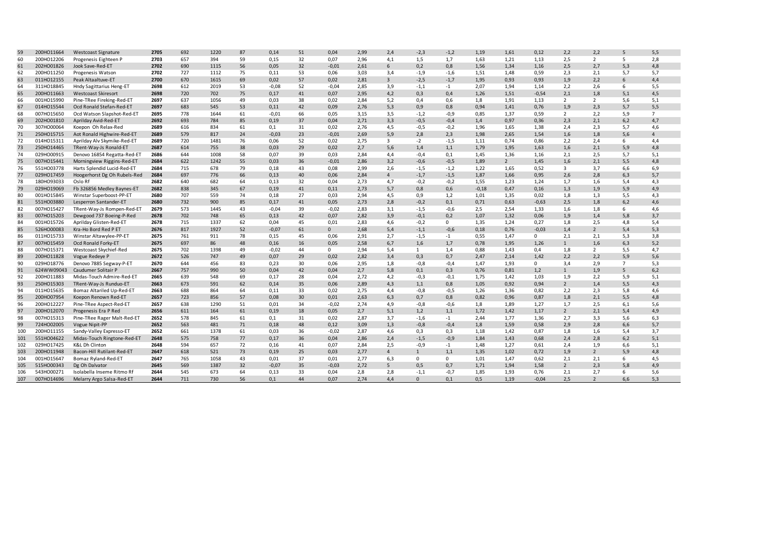| | | | | | | | | | | | | | | | | | | | | | |
|---|---|---|---|---|---|---|---|---|---|---|---|---|---|---|---|---|---|---|---|---|---|
| 59 | 200HO11664 | Westcoast Signature | 2705 | 692 | 1220 | 87 | 0,14 | 51 | 0,04 | 2,99 | 2,4 | -2,3 | -1,2 | 1,19 | 1,61 | 0,12 | 2,2 | 2,2 | 5 | 5,5 |
| 60 | 200HO12206 | Progenesis Eighteen P | 2703 | 657 | 394 | 59 | 0,15 | 32 | 0,07 | 2,96 | 4,1 | 1,5 | 1,7 | 1,63 | 1,21 | 1,13 | 2,5 | 2 | 5 | 2,8 |
| 61 | 202HO01826 | Jook Save-Red-ET | 2702 | 690 | 1115 | 56 | 0,05 | 32 | -0,01 | 2,61 | 6 | 0,2 | 0,8 | 1,56 | 1,34 | 1,16 | 2,5 | 2,7 | 5,3 | 4,8 |
| 62 | 200HO11250 | Progenesis Watson | 2702 | 727 | 1112 | 75 | 0,11 | 53 | 0,06 | 3,03 | 3,4 | -1,9 | -1,6 | 1,51 | 1,48 | 0,59 | 2,3 | 2,1 | 5,7 | 5,7 |
| 63 | 011HO12155 | Peak Altaaltuve-ET | 2700 | 670 | 1615 | 69 | 0,02 | 57 | 0,02 | 2,81 | 3 | -2,5 | -1,7 | 1,95 | 0,93 | 0,93 | 1,9 | 2,2 | 6 | 4,4 |
| 64 | 311HO18845 | Hndy Sagittarius Heng-ET | 2698 | 612 | 2019 | 53 | -0,08 | 52 | -0,04 | 2,85 | 3,9 | -1,1 | -1 | 2,07 | 1,94 | 1,14 | 2,2 | 2,6 | 6 | 5,5 |
| 65 | 200HO11663 | Westcoast Skiresort | 2698 | 720 | 702 | 75 | 0,17 | 41 | 0,07 | 2,95 | 4,2 | 0,3 | 0,4 | 1,26 | 1,51 | -0,54 | 2,1 | 1,8 | 5,1 | 4,5 |
| 66 | 001HO15990 | Pine-TRee Fireking-Red-ET | 2697 | 637 | 1056 | 49 | 0,03 | 38 | 0,02 | 2,84 | 5,2 | 0,4 | 0,6 | 1,8 | 1,91 | 1,13 | 2 | 2 | 5,6 | 5,1 |
| 67 | 014HO15544 | Ocd Ronald Stefan-Red-ET | 2697 | 683 | 545 | 53 | 0,11 | 42 | 0,09 | 2,76 | 5,3 | 0,9 | 0,8 | 0,94 | 1,41 | 0,76 | 1,9 | 2,3 | 5,7 | 5,5 |
| 68 | 007HO15650 | Ocd Watson Slapshot-Red-ET | 2695 | 778 | 1644 | 61 | -0,01 | 66 | 0,05 | 3,15 | 3,5 | -1,2 | -0,9 | 0,85 | 1,37 | 0,59 | 2 | 2,2 | 5,9 | 7 |
| 69 | 202HO01810 | Aprilday Avid-Red-ET | 2692 | 693 | 784 | 85 | 0,19 | 37 | 0,04 | 2,71 | 3,3 | -0,5 | -0,4 | 1,4 | 0,97 | 0,36 | 2,3 | 2,1 | 6,2 | 4,7 |
| 70 | 307HO00064 | Koepon Oh Relax-Red | 2689 | 616 | 834 | 61 | 0,1 | 31 | 0,02 | 2,76 | 4,5 | -0,5 | -0,2 | 1,96 | 1,65 | 1,38 | 2,4 | 2,3 | 5,7 | 4,6 |
| 71 | 250HO15715 | Aot Ronald Highwire-Red-ET | 2689 | 579 | 817 | 24 | -0,03 | 23 | -0,01 | 2,69 | 5,9 | 2,8 | 2,3 | 1,98 | 2,65 | 1,54 | 1,6 | 1,8 | 5,6 | 4 |
| 72 | 014HO15311 | Aprilday Alv Skymike-Red-ET | 2689 | 720 | 1481 | 76 | 0,06 | 52 | 0,02 | 2,75 | 3 | -2 | -1,5 | 1,11 | 0,74 | 0,86 | 2,2 | 2,4 | 6 | 4,4 |
| 73 | 250HO14465 | TRent-Way-Js Ronald-ET | 2687 | 614 | 755 | 38 | 0,03 | 29 | 0,02 | 2,7 | 5,6 | 1,4 | 1,1 | 1,79 | 1,95 | 1,63 | 1,6 | 2,1 | 5,9 | 4,8 |
| 74 | 029HO00915 | Denovo 16854 Regatta-Red-ET | 2686 | 644 | 1008 | 58 | 0,07 | 39 | 0,03 | 2,84 | 4,4 | -0,4 | 0,1 | 1,45 | 1,36 | 1,16 | 2,1 | 2,5 | 5,7 | 5,1 |
| 75 | 007HO15441 | Morningview Riggins-Red-ET | 2684 | 622 | 1242 | 55 | 0,03 | 36 | -0,01 | 2,86 | 3,2 | -0,6 | -0,5 | 1,89 | 2 | 1,45 | 1,6 | 2,1 | 5,5 | 4,8 |
| 76 | 551HO03778 | Harts Splendid Lucid-Red-ET | 2684 | 715 | 678 | 79 | 0,18 | 43 | 0,08 | 2,99 | 2,6 | -1,5 | -1,2 | 1,22 | 1,65 | 0,52 | 3 | 3,7 | 6,6 | 6,9 |
| 77 | 029HO17459 | Hoogerhorst Dg Oh Rubels-Red | 2684 | 697 | 776 | 66 | 0,13 | 40 | 0,06 | 2,84 | 4 | -1,7 | -1,5 | 1,87 | 1,66 | 0,95 | 2,6 | 2,8 | 6,3 | 5,7 |
| 78 | 180HO93033 | Oslo Rf | 2682 | 640 | 682 | 64 | 0,13 | 32 | 0,04 | 2,73 | 4,7 | -0,2 | -0,2 | 1,55 | 1,23 | 1,24 | 1,7 | 1,6 | 5,4 | 4,3 |
| 79 | 029HO19069 | Fb 326856 Medley Baynes-ET | 2682 | 838 | 345 | 67 | 0,19 | 41 | 0,11 | 2,73 | 5,7 | 0,8 | 0,6 | -0,18 | 0,47 | 0,16 | 1,3 | 1,9 | 5,9 | 4,9 |
| 80 | 001HO15845 | Winstar Superboost-PP-ET | 2680 | 707 | 559 | 74 | 0,18 | 27 | 0,03 | 2,94 | 4,5 | 0,9 | 1,2 | 1,01 | 1,35 | 0,02 | 1,8 | 1,3 | 5,5 | 4,3 |
| 81 | 551HO03880 | Lesperron Santander-ET | 2680 | 732 | 900 | 85 | 0,17 | 41 | 0,05 | 2,73 | 2,8 | -0,2 | 0,1 | 0,71 | 0,63 | -0,63 | 2,5 | 1,8 | 6,2 | 4,6 |
| 82 | 007HO15427 | TRent-Way-Js Rompen-Red-ET | 2679 | 573 | 1445 | 43 | -0,04 | 39 | -0,02 | 2,83 | 3,1 | -1,5 | -0,6 | 2,5 | 2,54 | 1,33 | 1,6 | 1,8 | 6 | 4,6 |
| 83 | 007HO15203 | Dewgood 737 Boeing-P-Red | 2678 | 702 | 748 | 65 | 0,13 | 42 | 0,07 | 2,82 | 3,9 | -0,1 | 0,2 | 1,07 | 1,32 | 0,06 | 1,9 | 1,4 | 5,8 | 3,7 |
| 84 | 001HO15726 | Aprilday Glisten-Red-ET | 2678 | 715 | 1337 | 62 | 0,04 | 45 | 0,01 | 2,83 | 4,6 | -0,2 | 0 | 1,35 | 1,24 | 0,27 | 1,8 | 2,5 | 4,8 | 5,4 |
| 85 | 526HO00083 | Kra-Ho Bord Red P ET | 2676 | 817 | 1927 | 52 | -0,07 | 61 | 0 | 2,68 | 5,4 | -1,1 | -0,6 | 0,18 | 0,76 | -0,03 | 1,4 | 2 | 5,4 | 5,3 |
| 86 | 011HO15733 | Winstar Altawylee-PP-ET | 2675 | 761 | 911 | 78 | 0,15 | 45 | 0,06 | 2,91 | 2,7 | -1,5 | -1 | 0,55 | 1,47 | 0 | 2,1 | 2,1 | 5,3 | 3,8 |
| 87 | 007HO15459 | Ocd Ronald Forky-ET | 2675 | 697 | 86 | 48 | 0,16 | 16 | 0,05 | 2,58 | 6,7 | 1,6 | 1,7 | 0,78 | 1,95 | 1,26 | 1 | 1,6 | 6,3 | 5,2 |
| 88 | 007HO15371 | Westcoast Skychief-Red | 2675 | 702 | 1398 | 49 | -0,02 | 44 | 0 | 2,94 | 5,4 | 1 | 1,4 | 0,88 | 1,43 | 0,4 | 1,8 | 2 | 5,5 | 4,7 |
| 89 | 200HO11828 | Vogue Redeye P | 2672 | 526 | 747 | 49 | 0,07 | 29 | 0,02 | 2,82 | 3,4 | 0,3 | 0,7 | 2,47 | 2,14 | 1,42 | 2,2 | 2,2 | 5,9 | 5,6 |
| 90 | 029HO18776 | Denovo 7885 Segway-P-ET | 2670 | 644 | 456 | 83 | 0,23 | 30 | 0,06 | 2,95 | 1,8 | -0,8 | -0,4 | 1,47 | 1,93 | 0 | 3,4 | 2,9 | 7 | 5,3 |
| 91 | 624WW09043 | Caudumer Solitair P | 2667 | 757 | 990 | 50 | 0,04 | 42 | 0,04 | 2,7 | 5,8 | 0,1 | 0,3 | 0,76 | 0,81 | 1,2 | 1 | 1,9 | 5 | 6,2 |
| 92 | 200HO11883 | Midas-Touch Admire-Red-ET | 2665 | 639 | 548 | 69 | 0,17 | 28 | 0,04 | 2,72 | 4,2 | -0,3 | -0,1 | 1,75 | 1,42 | 1,03 | 1,9 | 2,2 | 5,9 | 5,1 |
| 93 | 250HO15303 | TRent-Way-Js Runduo-ET | 2663 | 673 | 591 | 62 | 0,14 | 35 | 0,06 | 2,89 | 4,3 | 1,1 | 0,8 | 1,05 | 0,92 | 0,94 | 2 | 1,4 | 5,5 | 4,3 |
| 94 | 011HO15635 | Bomaz Altariled Up-Red-ET | 2663 | 688 | 864 | 64 | 0,11 | 33 | 0,02 | 2,75 | 4,4 | -0,8 | -0,5 | 1,26 | 1,36 | 0,82 | 2,2 | 2,3 | 5,8 | 4,6 |
| 95 | 200HO07954 | Koepon Renown Red-ET | 2657 | 723 | 856 | 57 | 0,08 | 30 | 0,01 | 2,63 | 6,3 | 0,7 | 0,8 | 0,82 | 0,96 | 0,87 | 1,8 | 2,1 | 5,5 | 4,8 |
| 96 | 200HO12227 | Pine-TRee Aspect-Red-ET | 2657 | 638 | 1290 | 51 | 0,01 | 34 | -0,02 | 2,74 | 4,9 | -0,8 | -0,6 | 1,8 | 1,89 | 1,27 | 1,7 | 2,5 | 6,1 | 5,6 |
| 97 | 200HO12070 | Progenesis Era P Red | 2656 | 611 | 164 | 61 | 0,19 | 18 | 0,05 | 2,7 | 5,1 | 1,2 | 1,1 | 1,72 | 1,42 | 1,17 | 2 | 2,1 | 5,4 | 4,9 |
| 98 | 007HO15313 | Pine-TRee Rager Malt-Red-ET | 2652 | 578 | 845 | 61 | 0,1 | 31 | 0,02 | 2,87 | 3,7 | -1,6 | -1 | 2,44 | 1,77 | 1,36 | 2,7 | 3,3 | 5,6 | 6,3 |
| 99 | 724HO02005 | Vogue Nipit-PP | 2652 | 563 | 481 | 71 | 0,18 | 48 | 0,12 | 3,09 | 1,3 | -0,8 | -0,4 | 1,8 | 1,59 | 0,58 | 2,9 | 2,8 | 6,6 | 5,7 |
| 100 | 200HO11155 | Sandy-Valley Expresso-ET | 2652 | 661 | 1378 | 61 | 0,03 | 36 | -0,02 | 2,87 | 4,6 | 0,3 | 0,3 | 1,18 | 1,42 | 0,87 | 1,8 | 1,6 | 5,4 | 3,7 |
| 101 | 551HO04622 | Midas-Touch Ringtone-Red-ET | 2648 | 575 | 758 | 77 | 0,17 | 36 | 0,04 | 2,86 | 2,4 | -1,5 | -0,9 | 1,84 | 1,43 | 0,68 | 2,4 | 2,8 | 6,2 | 5,1 |
| 102 | 029HO17425 | K&L Dh Clinton | 2648 | 594 | 657 | 72 | 0,16 | 41 | 0,07 | 2,84 | 2,5 | -0,9 | -1 | 1,48 | 1,27 | 0,61 | 2,4 | 1,9 | 6,6 | 5,1 |
| 103 | 200HO11948 | Bacon-Hill Rutilant-Red-ET | 2647 | 618 | 521 | 73 | 0,19 | 25 | 0,03 | 2,77 | 4 | 1 | 1,1 | 1,35 | 1,02 | 0,72 | 1,9 | 2 | 5,9 | 4,8 |
| 104 | 001HO15647 | Bomaz Ryland-Red-ET | 2647 | 765 | 1058 | 43 | 0,01 | 37 | 0,01 | 2,77 | 6,3 | 0 | 0 | 1,01 | 1,47 | 0,62 | 2,1 | 2,1 | 6 | 4,5 |
| 105 | 515HO00343 | Dg Oh Dalvator | 2645 | 569 | 1387 | 32 | -0,07 | 35 | -0,03 | 2,72 | 5 | 0,5 | 0,7 | 1,71 | 1,94 | 1,58 | 2 | 2,3 | 5,8 | 4,9 |
| 106 | 543HO00271 | Isolabella Inseme Ritmo Rf | 2644 | 545 | 673 | 64 | 0,13 | 33 | 0,04 | 2,8 | 2,8 | -1,1 | -0,7 | 1,85 | 1,93 | 0,76 | 2,1 | 2,7 | 6 | 5,6 |
| 107 | 007HO14696 | Melarry Argo Salsa-Red-ET | 2644 | 711 | 730 | 56 | 0,1 | 44 | 0,07 | 2,74 | 4,4 | 0 | 0,1 | 0,5 | 1,19 | -0,04 | 2,5 | 2 | 6,6 | 5,3 |